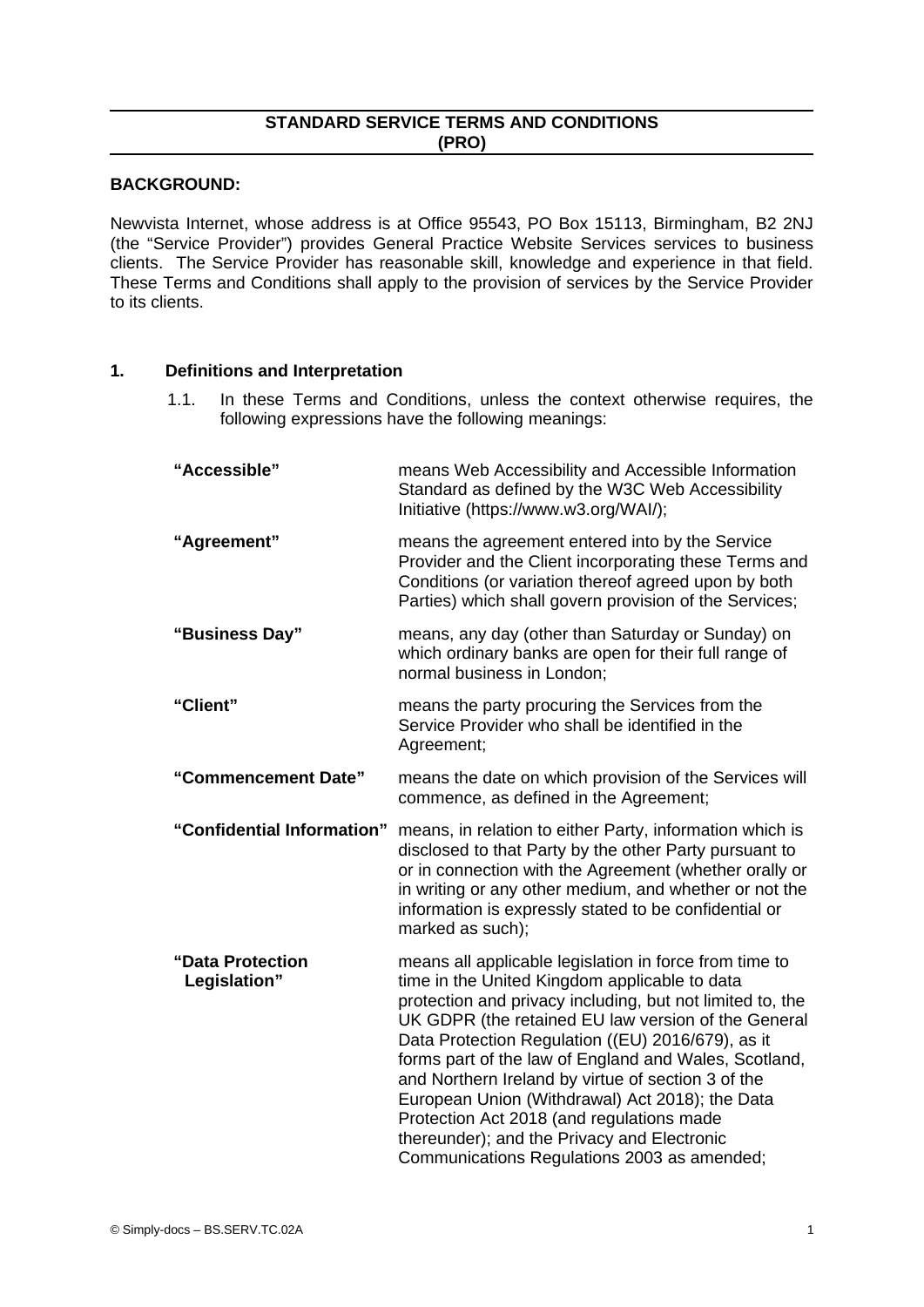# STANDARD SERVICE TERMS AND CONDITIONS (PRO)

**BACKGROUND:**

Newvista Internet, whose address is at Office 95543, PO Box 15113, Birmingham, B2 2NJ (the "Service Provider") provides General Practice Website Services services to business clients. The Service Provider has reasonable skill, knowledge and experience in that field. These Terms and Conditions shall apply to the provision of services by the Service Provider to its clients.

## 1. Definitions and Interpretation

1.1. In these Terms and Conditions, unless the context otherwise requires, the following expressions have the following meanings:

| | |
|---|---|
| **"Accessible"** | means Web Accessibility and Accessible Information Standard as defined by the W3C Web Accessibility Initiative (https://www.w3.org/WAI/); |
| **"Agreement"** | means the agreement entered into by the Service Provider and the Client incorporating these Terms and Conditions (or variation thereof agreed upon by both Parties) which shall govern provision of the Services; |
| **"Business Day"** | means, any day (other than Saturday or Sunday) on which ordinary banks are open for their full range of normal business in London; |
| **"Client"** | means the party procuring the Services from the Service Provider who shall be identified in the Agreement; |
| **"Commencement Date"** | means the date on which provision of the Services will commence, as defined in the Agreement; |
| **"Confidential Information"** | means, in relation to either Party, information which is disclosed to that Party by the other Party pursuant to or in connection with the Agreement (whether orally or in writing or any other medium, and whether or not the information is expressly stated to be confidential or marked as such); |
| **"Data Protection Legislation"** | means all applicable legislation in force from time to time in the United Kingdom applicable to data protection and privacy including, but not limited to, the UK GDPR (the retained EU law version of the General Data Protection Regulation ((EU) 2016/679), as it forms part of the law of England and Wales, Scotland, and Northern Ireland by virtue of section 3 of the European Union (Withdrawal) Act 2018); the Data Protection Act 2018 (and regulations made thereunder); and the Privacy and Electronic Communications Regulations 2003 as amended; |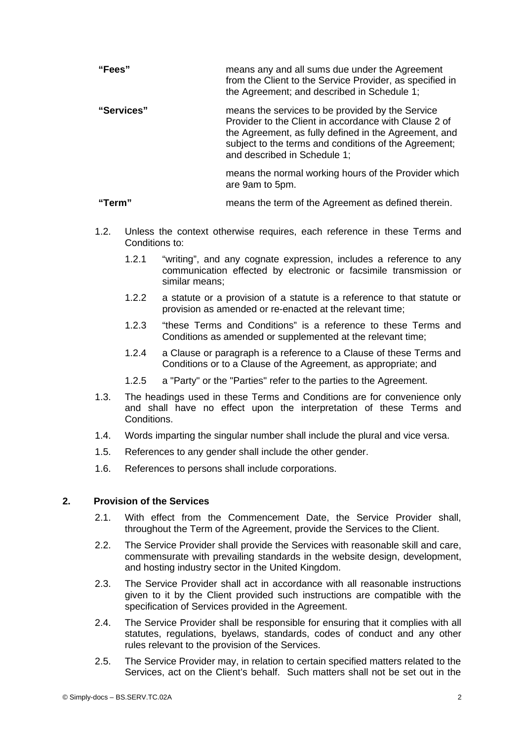**"Fees"** means any and all sums due under the Agreement from the Client to the Service Provider, as specified in the Agreement; and described in Schedule 1;

**"Services"** means the services to be provided by the Service Provider to the Client in accordance with Clause 2 of the Agreement, as fully defined in the Agreement, and subject to the terms and conditions of the Agreement; and described in Schedule 1;

means the normal working hours of the Provider which are 9am to 5pm.

**"Term"** means the term of the Agreement as defined therein.

1.2. Unless the context otherwise requires, each reference in these Terms and Conditions to:

   1.2.1 "writing", and any cognate expression, includes a reference to any communication effected by electronic or facsimile transmission or similar means;

   1.2.2 a statute or a provision of a statute is a reference to that statute or provision as amended or re-enacted at the relevant time;

   1.2.3 "these Terms and Conditions" is a reference to these Terms and Conditions as amended or supplemented at the relevant time;

   1.2.4 a Clause or paragraph is a reference to a Clause of these Terms and Conditions or to a Clause of the Agreement, as appropriate; and

   1.2.5 a "Party" or the "Parties" refer to the parties to the Agreement.

1.3. The headings used in these Terms and Conditions are for convenience only and shall have no effect upon the interpretation of these Terms and Conditions.

1.4. Words imparting the singular number shall include the plural and vice versa.

1.5. References to any gender shall include the other gender.

1.6. References to persons shall include corporations.

## 2. Provision of the Services

2.1. With effect from the Commencement Date, the Service Provider shall, throughout the Term of the Agreement, provide the Services to the Client.

2.2. The Service Provider shall provide the Services with reasonable skill and care, commensurate with prevailing standards in the website design, development, and hosting industry sector in the United Kingdom.

2.3. The Service Provider shall act in accordance with all reasonable instructions given to it by the Client provided such instructions are compatible with the specification of Services provided in the Agreement.

2.4. The Service Provider shall be responsible for ensuring that it complies with all statutes, regulations, byelaws, standards, codes of conduct and any other rules relevant to the provision of the Services.

2.5. The Service Provider may, in relation to certain specified matters related to the Services, act on the Client's behalf. Such matters shall not be set out in the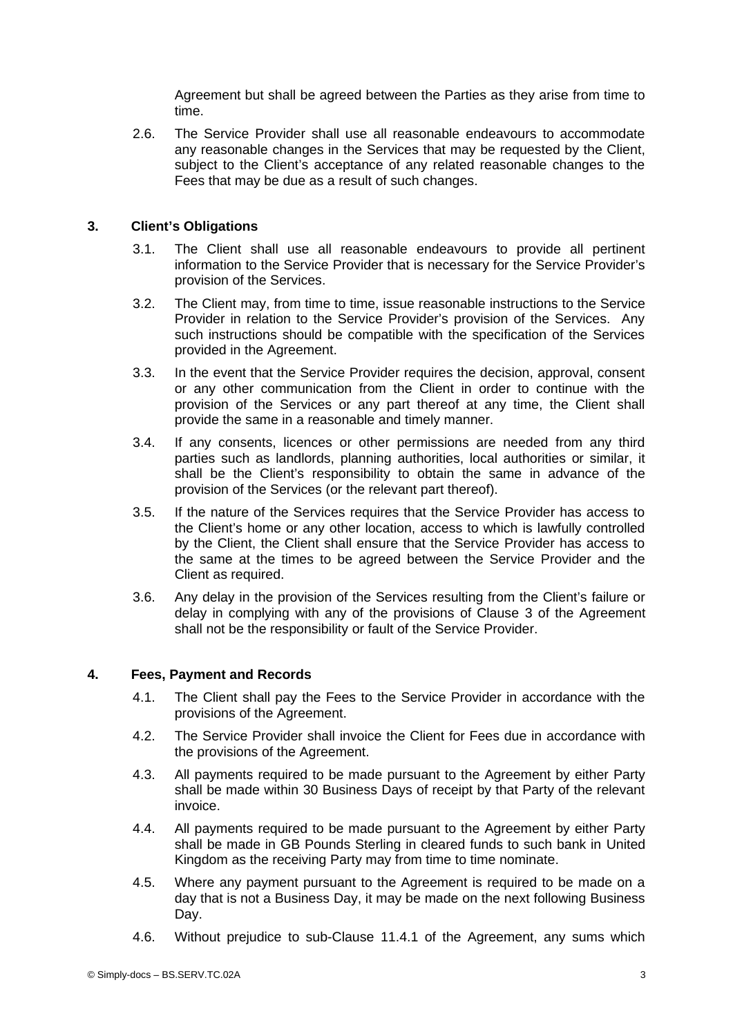Agreement but shall be agreed between the Parties as they arise from time to time.

2.6. The Service Provider shall use all reasonable endeavours to accommodate any reasonable changes in the Services that may be requested by the Client, subject to the Client's acceptance of any related reasonable changes to the Fees that may be due as a result of such changes.

## 3. Client's Obligations

3.1. The Client shall use all reasonable endeavours to provide all pertinent information to the Service Provider that is necessary for the Service Provider's provision of the Services.

3.2. The Client may, from time to time, issue reasonable instructions to the Service Provider in relation to the Service Provider's provision of the Services. Any such instructions should be compatible with the specification of the Services provided in the Agreement.

3.3. In the event that the Service Provider requires the decision, approval, consent or any other communication from the Client in order to continue with the provision of the Services or any part thereof at any time, the Client shall provide the same in a reasonable and timely manner.

3.4. If any consents, licences or other permissions are needed from any third parties such as landlords, planning authorities, local authorities or similar, it shall be the Client's responsibility to obtain the same in advance of the provision of the Services (or the relevant part thereof).

3.5. If the nature of the Services requires that the Service Provider has access to the Client's home or any other location, access to which is lawfully controlled by the Client, the Client shall ensure that the Service Provider has access to the same at the times to be agreed between the Service Provider and the Client as required.

3.6. Any delay in the provision of the Services resulting from the Client's failure or delay in complying with any of the provisions of Clause 3 of the Agreement shall not be the responsibility or fault of the Service Provider.

## 4. Fees, Payment and Records

4.1. The Client shall pay the Fees to the Service Provider in accordance with the provisions of the Agreement.

4.2. The Service Provider shall invoice the Client for Fees due in accordance with the provisions of the Agreement.

4.3. All payments required to be made pursuant to the Agreement by either Party shall be made within 30 Business Days of receipt by that Party of the relevant invoice.

4.4. All payments required to be made pursuant to the Agreement by either Party shall be made in GB Pounds Sterling in cleared funds to such bank in United Kingdom as the receiving Party may from time to time nominate.

4.5. Where any payment pursuant to the Agreement is required to be made on a day that is not a Business Day, it may be made on the next following Business Day.

4.6. Without prejudice to sub-Clause 11.4.1 of the Agreement, any sums which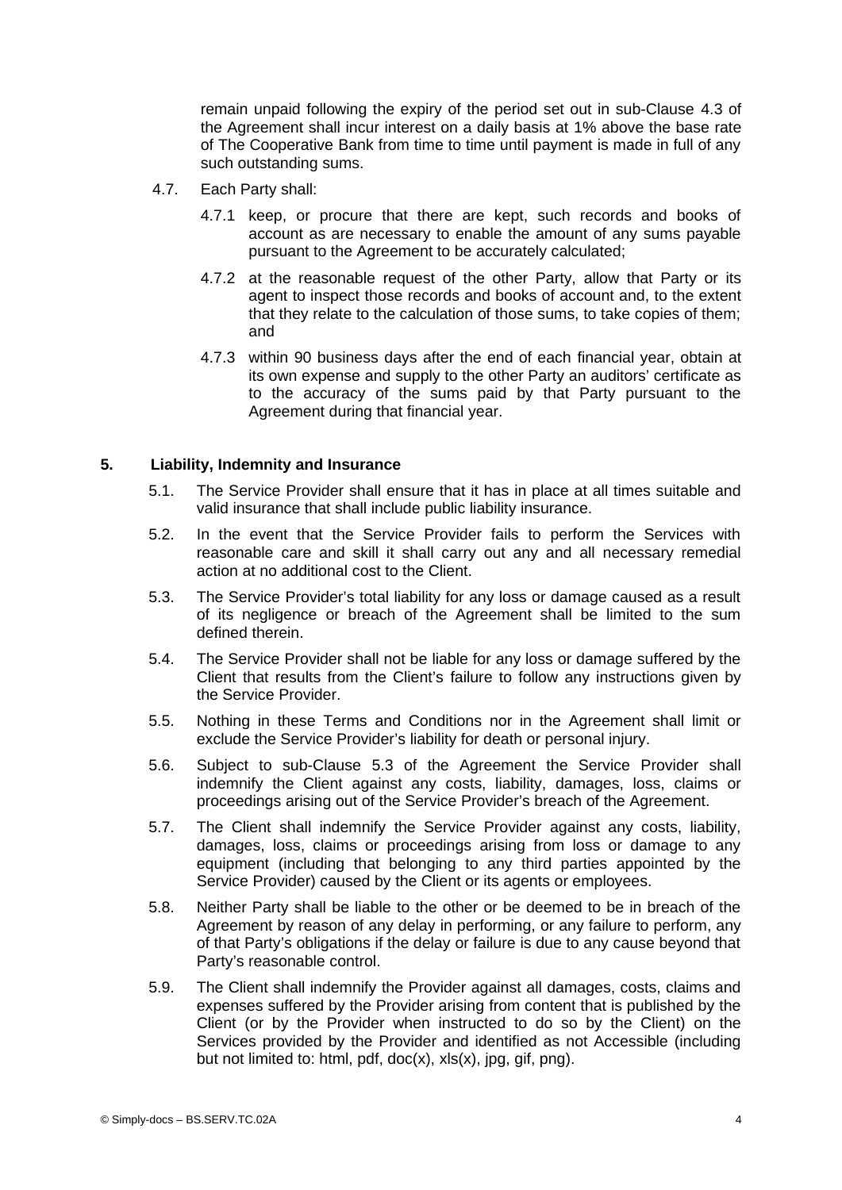remain unpaid following the expiry of the period set out in sub-Clause 4.3 of the Agreement shall incur interest on a daily basis at 1% above the base rate of The Cooperative Bank from time to time until payment is made in full of any such outstanding sums.

4.7. Each Party shall:

4.7.1 keep, or procure that there are kept, such records and books of account as are necessary to enable the amount of any sums payable pursuant to the Agreement to be accurately calculated;

4.7.2 at the reasonable request of the other Party, allow that Party or its agent to inspect those records and books of account and, to the extent that they relate to the calculation of those sums, to take copies of them; and

4.7.3 within 90 business days after the end of each financial year, obtain at its own expense and supply to the other Party an auditors' certificate as to the accuracy of the sums paid by that Party pursuant to the Agreement during that financial year.

## 5. Liability, Indemnity and Insurance

5.1. The Service Provider shall ensure that it has in place at all times suitable and valid insurance that shall include public liability insurance.

5.2. In the event that the Service Provider fails to perform the Services with reasonable care and skill it shall carry out any and all necessary remedial action at no additional cost to the Client.

5.3. The Service Provider's total liability for any loss or damage caused as a result of its negligence or breach of the Agreement shall be limited to the sum defined therein.

5.4. The Service Provider shall not be liable for any loss or damage suffered by the Client that results from the Client's failure to follow any instructions given by the Service Provider.

5.5. Nothing in these Terms and Conditions nor in the Agreement shall limit or exclude the Service Provider's liability for death or personal injury.

5.6. Subject to sub-Clause 5.3 of the Agreement the Service Provider shall indemnify the Client against any costs, liability, damages, loss, claims or proceedings arising out of the Service Provider's breach of the Agreement.

5.7. The Client shall indemnify the Service Provider against any costs, liability, damages, loss, claims or proceedings arising from loss or damage to any equipment (including that belonging to any third parties appointed by the Service Provider) caused by the Client or its agents or employees.

5.8. Neither Party shall be liable to the other or be deemed to be in breach of the Agreement by reason of any delay in performing, or any failure to perform, any of that Party's obligations if the delay or failure is due to any cause beyond that Party's reasonable control.

5.9. The Client shall indemnify the Provider against all damages, costs, claims and expenses suffered by the Provider arising from content that is published by the Client (or by the Provider when instructed to do so by the Client) on the Services provided by the Provider and identified as not Accessible (including but not limited to: html, pdf, doc(x), xls(x), jpg, gif, png).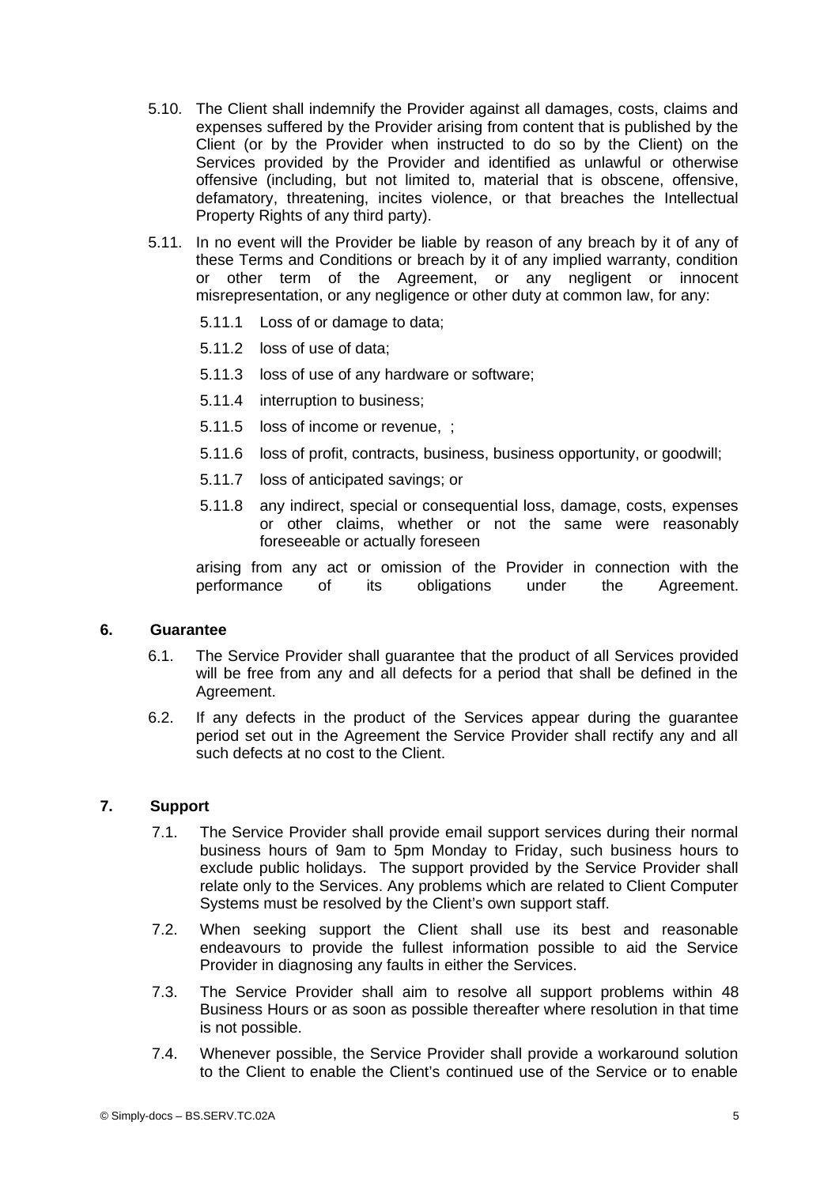5.10. The Client shall indemnify the Provider against all damages, costs, claims and expenses suffered by the Provider arising from content that is published by the Client (or by the Provider when instructed to do so by the Client) on the Services provided by the Provider and identified as unlawful or otherwise offensive (including, but not limited to, material that is obscene, offensive, defamatory, threatening, incites violence, or that breaches the Intellectual Property Rights of any third party).

5.11. In no event will the Provider be liable by reason of any breach by it of any of these Terms and Conditions or breach by it of any implied warranty, condition or other term of the Agreement, or any negligent or innocent misrepresentation, or any negligence or other duty at common law, for any:

5.11.1 Loss of or damage to data;

5.11.2 loss of use of data;

5.11.3 loss of use of any hardware or software;

5.11.4 interruption to business;

5.11.5 loss of income or revenue, ;

5.11.6 loss of profit, contracts, business, business opportunity, or goodwill;

5.11.7 loss of anticipated savings; or

5.11.8 any indirect, special or consequential loss, damage, costs, expenses or other claims, whether or not the same were reasonably foreseeable or actually foreseen

arising from any act or omission of the Provider in connection with the performance of its obligations under the Agreement.

## 6. Guarantee

6.1. The Service Provider shall guarantee that the product of all Services provided will be free from any and all defects for a period that shall be defined in the Agreement.

6.2. If any defects in the product of the Services appear during the guarantee period set out in the Agreement the Service Provider shall rectify any and all such defects at no cost to the Client.

## 7. Support

7.1. The Service Provider shall provide email support services during their normal business hours of 9am to 5pm Monday to Friday, such business hours to exclude public holidays. The support provided by the Service Provider shall relate only to the Services. Any problems which are related to Client Computer Systems must be resolved by the Client's own support staff.

7.2. When seeking support the Client shall use its best and reasonable endeavours to provide the fullest information possible to aid the Service Provider in diagnosing any faults in either the Services.

7.3. The Service Provider shall aim to resolve all support problems within 48 Business Hours or as soon as possible thereafter where resolution in that time is not possible.

7.4. Whenever possible, the Service Provider shall provide a workaround solution to the Client to enable the Client's continued use of the Service or to enable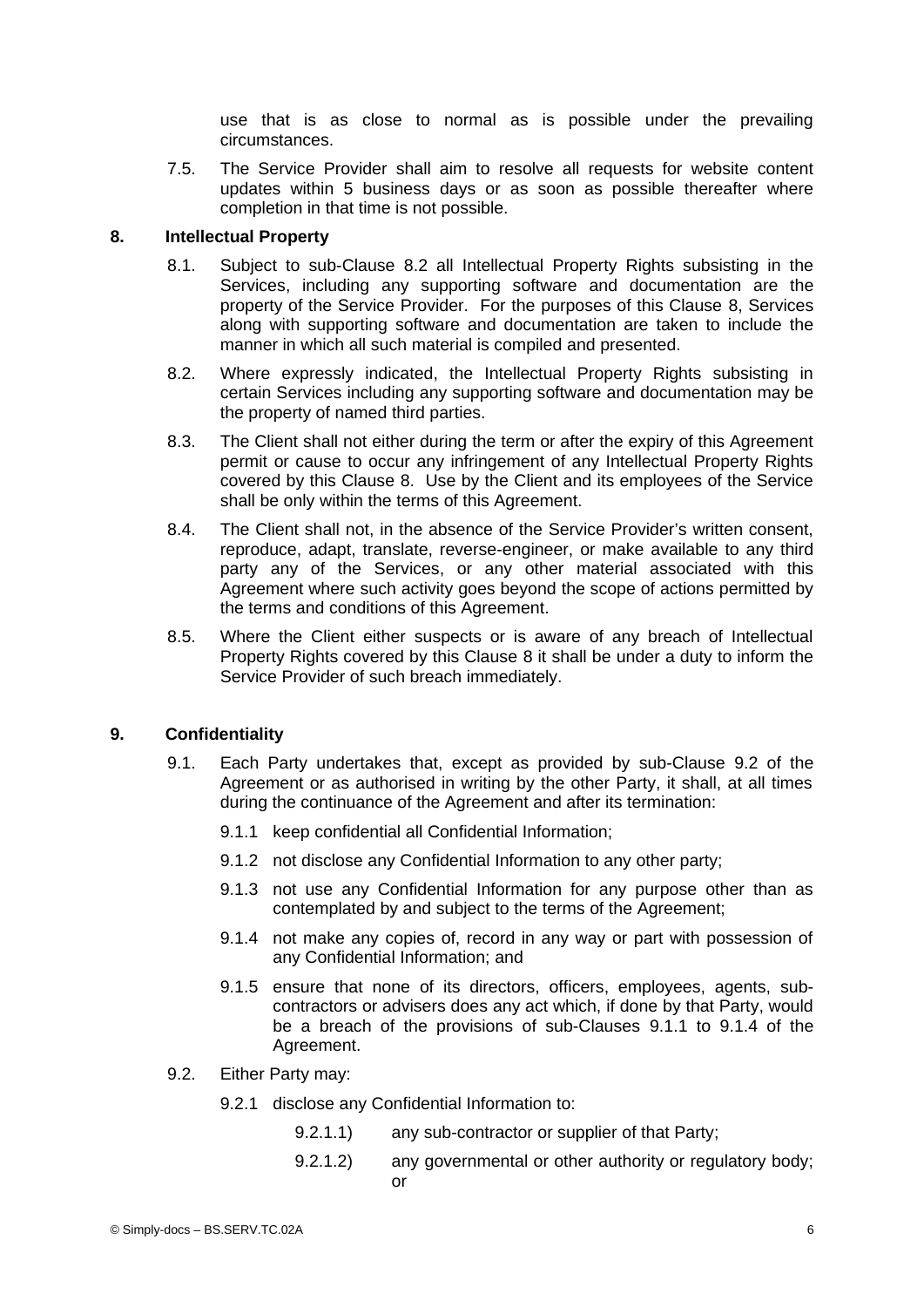use that is as close to normal as is possible under the prevailing circumstances.

7.5. The Service Provider shall aim to resolve all requests for website content updates within 5 business days or as soon as possible thereafter where completion in that time is not possible.

## 8. Intellectual Property

8.1. Subject to sub-Clause 8.2 all Intellectual Property Rights subsisting in the Services, including any supporting software and documentation are the property of the Service Provider. For the purposes of this Clause 8, Services along with supporting software and documentation are taken to include the manner in which all such material is compiled and presented.

8.2. Where expressly indicated, the Intellectual Property Rights subsisting in certain Services including any supporting software and documentation may be the property of named third parties.

8.3. The Client shall not either during the term or after the expiry of this Agreement permit or cause to occur any infringement of any Intellectual Property Rights covered by this Clause 8. Use by the Client and its employees of the Service shall be only within the terms of this Agreement.

8.4. The Client shall not, in the absence of the Service Provider's written consent, reproduce, adapt, translate, reverse-engineer, or make available to any third party any of the Services, or any other material associated with this Agreement where such activity goes beyond the scope of actions permitted by the terms and conditions of this Agreement.

8.5. Where the Client either suspects or is aware of any breach of Intellectual Property Rights covered by this Clause 8 it shall be under a duty to inform the Service Provider of such breach immediately.

## 9. Confidentiality

9.1. Each Party undertakes that, except as provided by sub-Clause 9.2 of the Agreement or as authorised in writing by the other Party, it shall, at all times during the continuance of the Agreement and after its termination:

9.1.1 keep confidential all Confidential Information;

9.1.2 not disclose any Confidential Information to any other party;

9.1.3 not use any Confidential Information for any purpose other than as contemplated by and subject to the terms of the Agreement;

9.1.4 not make any copies of, record in any way or part with possession of any Confidential Information; and

9.1.5 ensure that none of its directors, officers, employees, agents, sub-contractors or advisers does any act which, if done by that Party, would be a breach of the provisions of sub-Clauses 9.1.1 to 9.1.4 of the Agreement.

9.2. Either Party may:

9.2.1 disclose any Confidential Information to:

9.2.1.1) any sub-contractor or supplier of that Party;

9.2.1.2) any governmental or other authority or regulatory body; or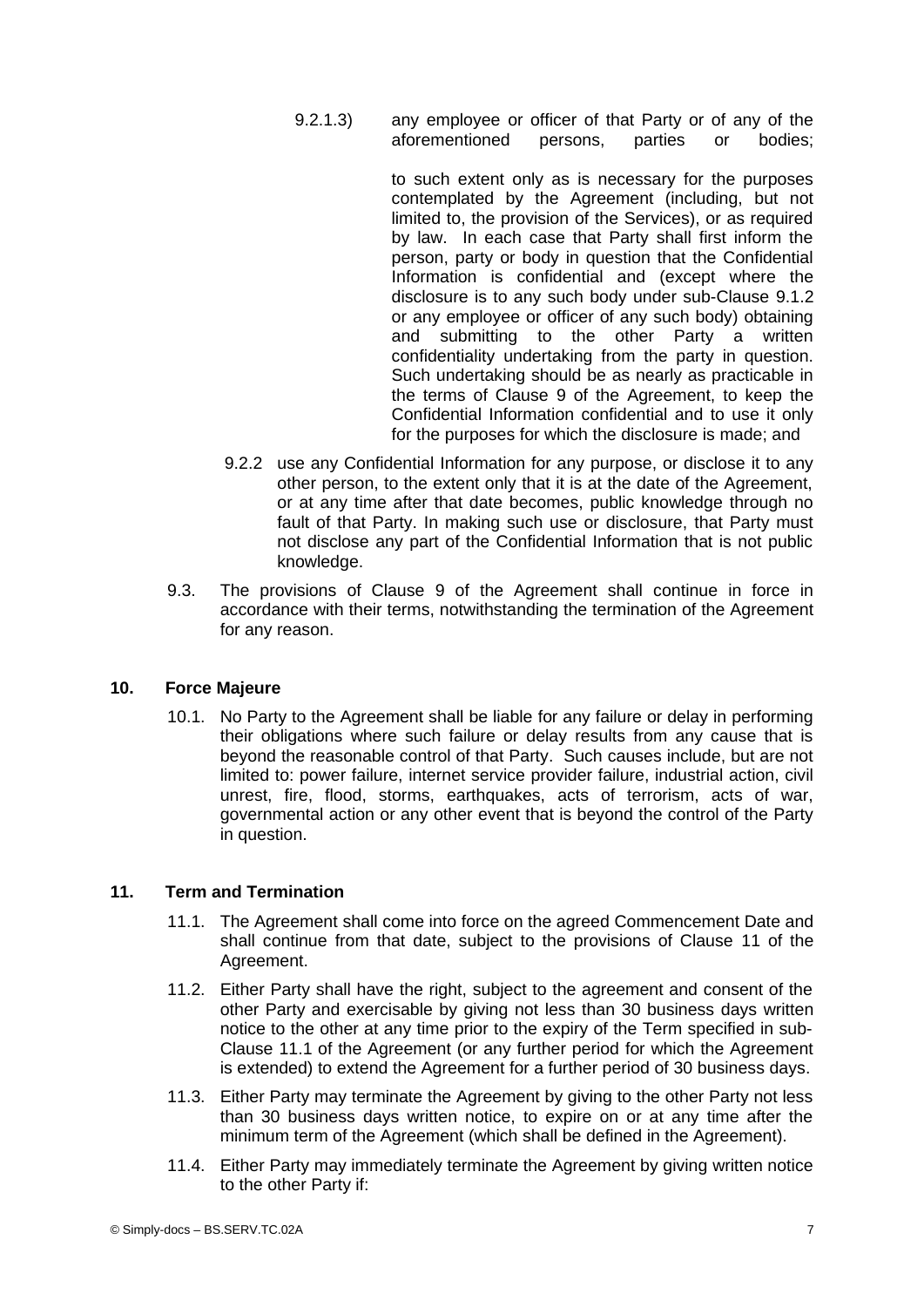9.2.1.3) any employee or officer of that Party or of any of the aforementioned persons, parties or bodies;

to such extent only as is necessary for the purposes contemplated by the Agreement (including, but not limited to, the provision of the Services), or as required by law. In each case that Party shall first inform the person, party or body in question that the Confidential Information is confidential and (except where the disclosure is to any such body under sub-Clause 9.1.2 or any employee or officer of any such body) obtaining and submitting to the other Party a written confidentiality undertaking from the party in question. Such undertaking should be as nearly as practicable in the terms of Clause 9 of the Agreement, to keep the Confidential Information confidential and to use it only for the purposes for which the disclosure is made; and

9.2.2 use any Confidential Information for any purpose, or disclose it to any other person, to the extent only that it is at the date of the Agreement, or at any time after that date becomes, public knowledge through no fault of that Party. In making such use or disclosure, that Party must not disclose any part of the Confidential Information that is not public knowledge.

9.3. The provisions of Clause 9 of the Agreement shall continue in force in accordance with their terms, notwithstanding the termination of the Agreement for any reason.

## 10. Force Majeure

10.1. No Party to the Agreement shall be liable for any failure or delay in performing their obligations where such failure or delay results from any cause that is beyond the reasonable control of that Party. Such causes include, but are not limited to: power failure, internet service provider failure, industrial action, civil unrest, fire, flood, storms, earthquakes, acts of terrorism, acts of war, governmental action or any other event that is beyond the control of the Party in question.

## 11. Term and Termination

11.1. The Agreement shall come into force on the agreed Commencement Date and shall continue from that date, subject to the provisions of Clause 11 of the Agreement.

11.2. Either Party shall have the right, subject to the agreement and consent of the other Party and exercisable by giving not less than 30 business days written notice to the other at any time prior to the expiry of the Term specified in sub-Clause 11.1 of the Agreement (or any further period for which the Agreement is extended) to extend the Agreement for a further period of 30 business days.

11.3. Either Party may terminate the Agreement by giving to the other Party not less than 30 business days written notice, to expire on or at any time after the minimum term of the Agreement (which shall be defined in the Agreement).

11.4. Either Party may immediately terminate the Agreement by giving written notice to the other Party if: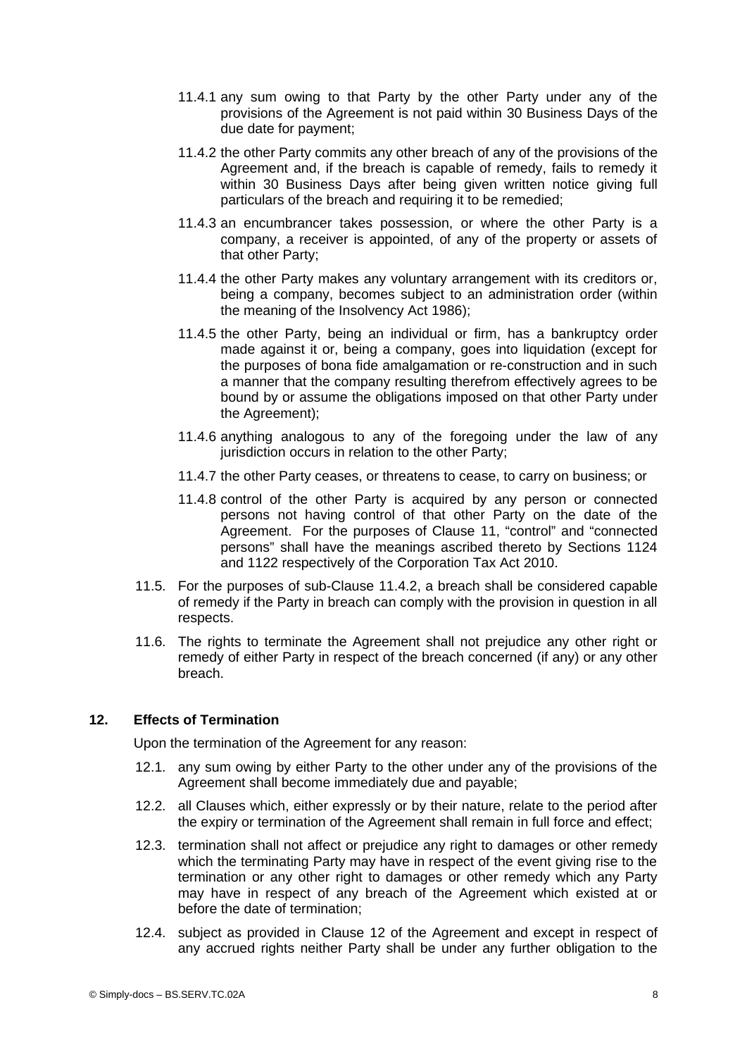11.4.1 any sum owing to that Party by the other Party under any of the provisions of the Agreement is not paid within 30 Business Days of the due date for payment;

11.4.2 the other Party commits any other breach of any of the provisions of the Agreement and, if the breach is capable of remedy, fails to remedy it within 30 Business Days after being given written notice giving full particulars of the breach and requiring it to be remedied;

11.4.3 an encumbrancer takes possession, or where the other Party is a company, a receiver is appointed, of any of the property or assets of that other Party;

11.4.4 the other Party makes any voluntary arrangement with its creditors or, being a company, becomes subject to an administration order (within the meaning of the Insolvency Act 1986);

11.4.5 the other Party, being an individual or firm, has a bankruptcy order made against it or, being a company, goes into liquidation (except for the purposes of bona fide amalgamation or re-construction and in such a manner that the company resulting therefrom effectively agrees to be bound by or assume the obligations imposed on that other Party under the Agreement);

11.4.6 anything analogous to any of the foregoing under the law of any jurisdiction occurs in relation to the other Party;

11.4.7 the other Party ceases, or threatens to cease, to carry on business; or

11.4.8 control of the other Party is acquired by any person or connected persons not having control of that other Party on the date of the Agreement. For the purposes of Clause 11, "control" and "connected persons" shall have the meanings ascribed thereto by Sections 1124 and 1122 respectively of the Corporation Tax Act 2010.

11.5. For the purposes of sub-Clause 11.4.2, a breach shall be considered capable of remedy if the Party in breach can comply with the provision in question in all respects.

11.6. The rights to terminate the Agreement shall not prejudice any other right or remedy of either Party in respect of the breach concerned (if any) or any other breach.

## 12. Effects of Termination

Upon the termination of the Agreement for any reason:

12.1. any sum owing by either Party to the other under any of the provisions of the Agreement shall become immediately due and payable;

12.2. all Clauses which, either expressly or by their nature, relate to the period after the expiry or termination of the Agreement shall remain in full force and effect;

12.3. termination shall not affect or prejudice any right to damages or other remedy which the terminating Party may have in respect of the event giving rise to the termination or any other right to damages or other remedy which any Party may have in respect of any breach of the Agreement which existed at or before the date of termination;

12.4. subject as provided in Clause 12 of the Agreement and except in respect of any accrued rights neither Party shall be under any further obligation to the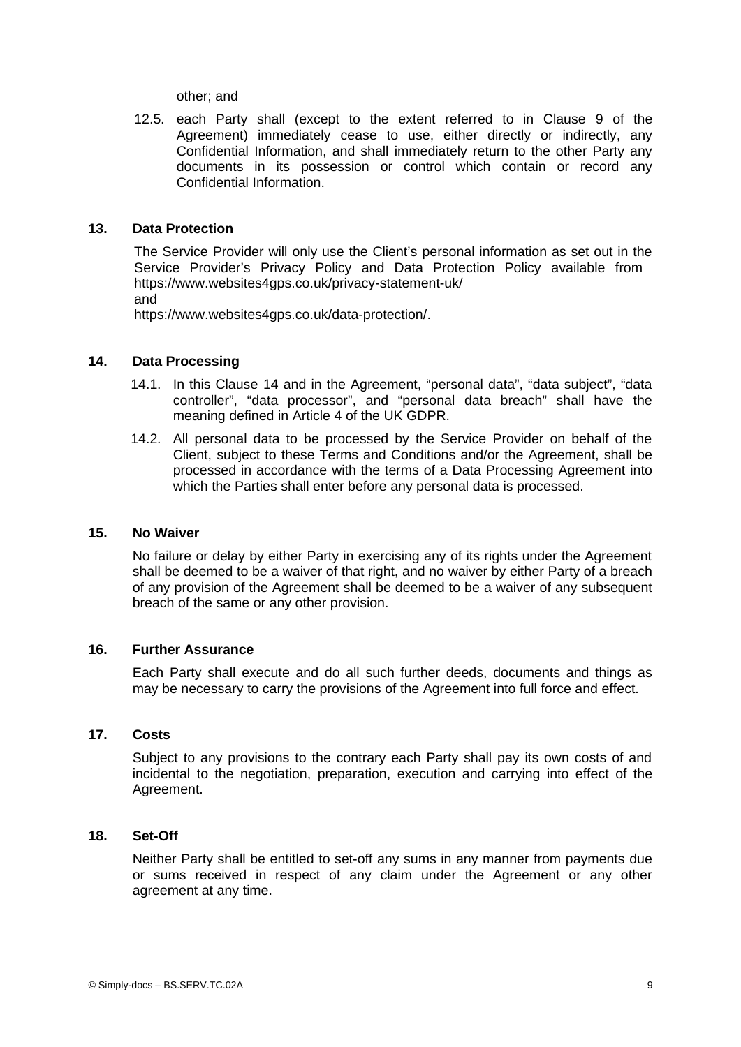other; and

12.5. each Party shall (except to the extent referred to in Clause 9 of the Agreement) immediately cease to use, either directly or indirectly, any Confidential Information, and shall immediately return to the other Party any documents in its possession or control which contain or record any Confidential Information.

## 13. Data Protection

The Service Provider will only use the Client's personal information as set out in the Service Provider's Privacy Policy and Data Protection Policy available from https://www.websites4gps.co.uk/privacy-statement-uk/
and
https://www.websites4gps.co.uk/data-protection/.

## 14. Data Processing

14.1. In this Clause 14 and in the Agreement, "personal data", "data subject", "data controller", "data processor", and "personal data breach" shall have the meaning defined in Article 4 of the UK GDPR.

14.2. All personal data to be processed by the Service Provider on behalf of the Client, subject to these Terms and Conditions and/or the Agreement, shall be processed in accordance with the terms of a Data Processing Agreement into which the Parties shall enter before any personal data is processed.

## 15. No Waiver

No failure or delay by either Party in exercising any of its rights under the Agreement shall be deemed to be a waiver of that right, and no waiver by either Party of a breach of any provision of the Agreement shall be deemed to be a waiver of any subsequent breach of the same or any other provision.

## 16. Further Assurance

Each Party shall execute and do all such further deeds, documents and things as may be necessary to carry the provisions of the Agreement into full force and effect.

## 17. Costs

Subject to any provisions to the contrary each Party shall pay its own costs of and incidental to the negotiation, preparation, execution and carrying into effect of the Agreement.

## 18. Set-Off

Neither Party shall be entitled to set-off any sums in any manner from payments due or sums received in respect of any claim under the Agreement or any other agreement at any time.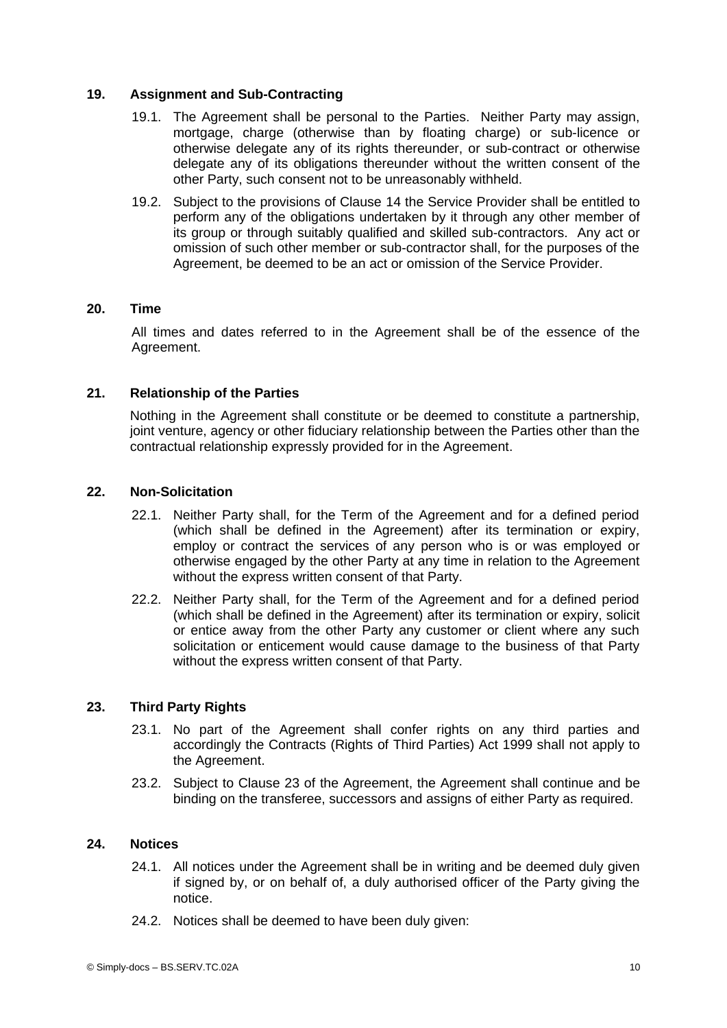## 19. Assignment and Sub-Contracting

19.1. The Agreement shall be personal to the Parties. Neither Party may assign, mortgage, charge (otherwise than by floating charge) or sub-licence or otherwise delegate any of its rights thereunder, or sub-contract or otherwise delegate any of its obligations thereunder without the written consent of the other Party, such consent not to be unreasonably withheld.

19.2. Subject to the provisions of Clause 14 the Service Provider shall be entitled to perform any of the obligations undertaken by it through any other member of its group or through suitably qualified and skilled sub-contractors. Any act or omission of such other member or sub-contractor shall, for the purposes of the Agreement, be deemed to be an act or omission of the Service Provider.

## 20. Time

All times and dates referred to in the Agreement shall be of the essence of the Agreement.

## 21. Relationship of the Parties

Nothing in the Agreement shall constitute or be deemed to constitute a partnership, joint venture, agency or other fiduciary relationship between the Parties other than the contractual relationship expressly provided for in the Agreement.

## 22. Non-Solicitation

22.1. Neither Party shall, for the Term of the Agreement and for a defined period (which shall be defined in the Agreement) after its termination or expiry, employ or contract the services of any person who is or was employed or otherwise engaged by the other Party at any time in relation to the Agreement without the express written consent of that Party.

22.2. Neither Party shall, for the Term of the Agreement and for a defined period (which shall be defined in the Agreement) after its termination or expiry, solicit or entice away from the other Party any customer or client where any such solicitation or enticement would cause damage to the business of that Party without the express written consent of that Party.

## 23. Third Party Rights

23.1. No part of the Agreement shall confer rights on any third parties and accordingly the Contracts (Rights of Third Parties) Act 1999 shall not apply to the Agreement.

23.2. Subject to Clause 23 of the Agreement, the Agreement shall continue and be binding on the transferee, successors and assigns of either Party as required.

## 24. Notices

24.1. All notices under the Agreement shall be in writing and be deemed duly given if signed by, or on behalf of, a duly authorised officer of the Party giving the notice.

24.2. Notices shall be deemed to have been duly given: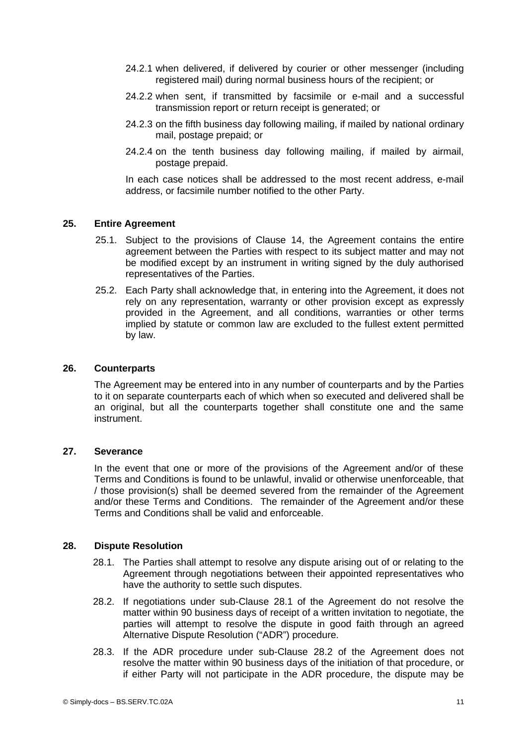24.2.1 when delivered, if delivered by courier or other messenger (including registered mail) during normal business hours of the recipient; or

24.2.2 when sent, if transmitted by facsimile or e-mail and a successful transmission report or return receipt is generated; or

24.2.3 on the fifth business day following mailing, if mailed by national ordinary mail, postage prepaid; or

24.2.4 on the tenth business day following mailing, if mailed by airmail, postage prepaid.

In each case notices shall be addressed to the most recent address, e-mail address, or facsimile number notified to the other Party.

## 25. Entire Agreement

25.1. Subject to the provisions of Clause 14, the Agreement contains the entire agreement between the Parties with respect to its subject matter and may not be modified except by an instrument in writing signed by the duly authorised representatives of the Parties.

25.2. Each Party shall acknowledge that, in entering into the Agreement, it does not rely on any representation, warranty or other provision except as expressly provided in the Agreement, and all conditions, warranties or other terms implied by statute or common law are excluded to the fullest extent permitted by law.

## 26. Counterparts

The Agreement may be entered into in any number of counterparts and by the Parties to it on separate counterparts each of which when so executed and delivered shall be an original, but all the counterparts together shall constitute one and the same instrument.

## 27. Severance

In the event that one or more of the provisions of the Agreement and/or of these Terms and Conditions is found to be unlawful, invalid or otherwise unenforceable, that / those provision(s) shall be deemed severed from the remainder of the Agreement and/or these Terms and Conditions. The remainder of the Agreement and/or these Terms and Conditions shall be valid and enforceable.

## 28. Dispute Resolution

28.1. The Parties shall attempt to resolve any dispute arising out of or relating to the Agreement through negotiations between their appointed representatives who have the authority to settle such disputes.

28.2. If negotiations under sub-Clause 28.1 of the Agreement do not resolve the matter within 90 business days of receipt of a written invitation to negotiate, the parties will attempt to resolve the dispute in good faith through an agreed Alternative Dispute Resolution ("ADR") procedure.

28.3. If the ADR procedure under sub-Clause 28.2 of the Agreement does not resolve the matter within 90 business days of the initiation of that procedure, or if either Party will not participate in the ADR procedure, the dispute may be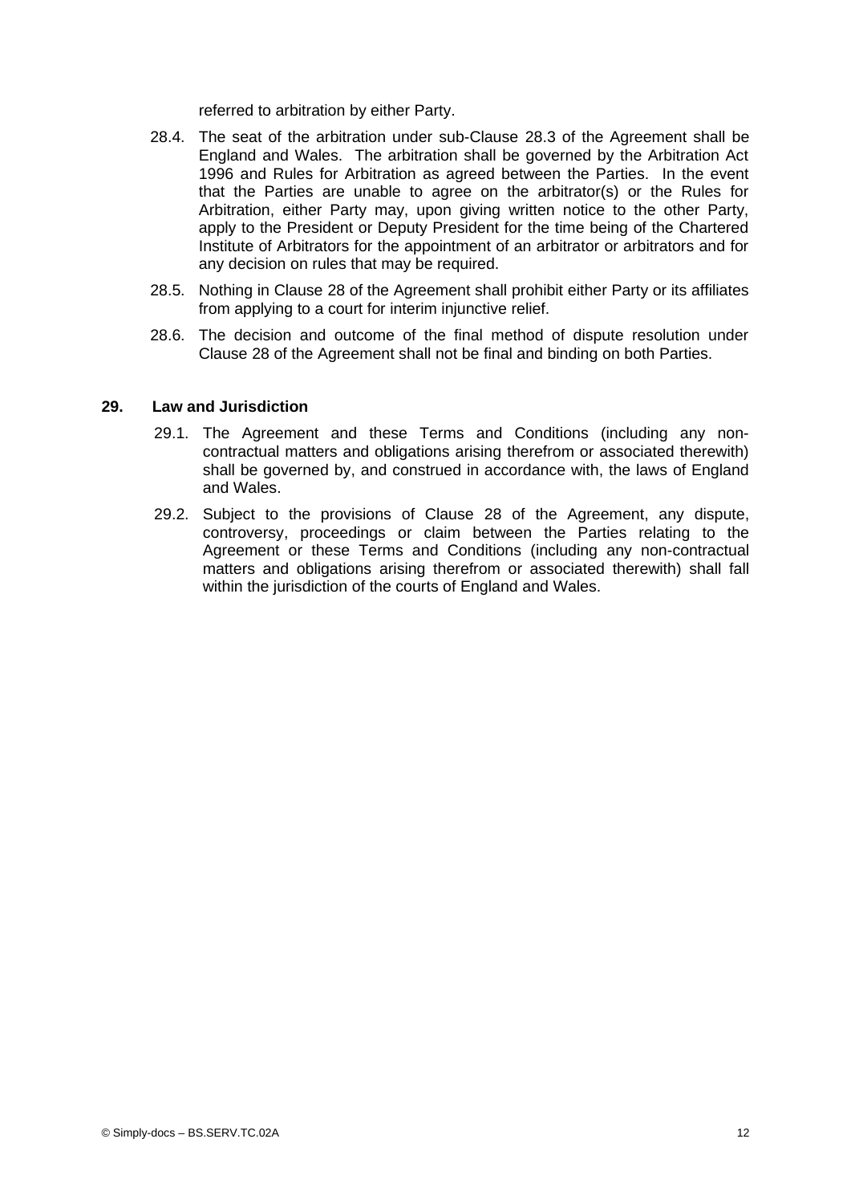referred to arbitration by either Party.

28.4. The seat of the arbitration under sub-Clause 28.3 of the Agreement shall be England and Wales. The arbitration shall be governed by the Arbitration Act 1996 and Rules for Arbitration as agreed between the Parties. In the event that the Parties are unable to agree on the arbitrator(s) or the Rules for Arbitration, either Party may, upon giving written notice to the other Party, apply to the President or Deputy President for the time being of the Chartered Institute of Arbitrators for the appointment of an arbitrator or arbitrators and for any decision on rules that may be required.

28.5. Nothing in Clause 28 of the Agreement shall prohibit either Party or its affiliates from applying to a court for interim injunctive relief.

28.6. The decision and outcome of the final method of dispute resolution under Clause 28 of the Agreement shall not be final and binding on both Parties.

## 29. Law and Jurisdiction

29.1. The Agreement and these Terms and Conditions (including any non-contractual matters and obligations arising therefrom or associated therewith) shall be governed by, and construed in accordance with, the laws of England and Wales.

29.2. Subject to the provisions of Clause 28 of the Agreement, any dispute, controversy, proceedings or claim between the Parties relating to the Agreement or these Terms and Conditions (including any non-contractual matters and obligations arising therefrom or associated therewith) shall fall within the jurisdiction of the courts of England and Wales.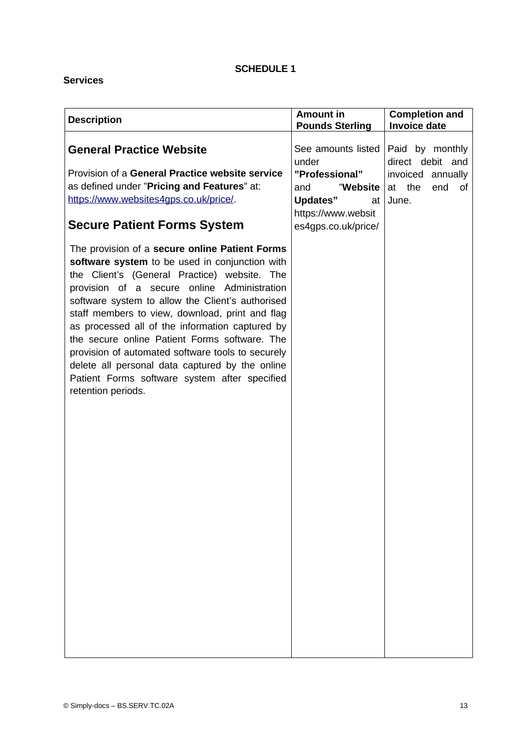**SCHEDULE 1**

**Services**

| Description | Amount in Pounds Sterling | Completion and Invoice date |
|---|---|---|
| **General Practice Website**<br><br>Provision of a **General Practice website service** as defined under "**Pricing and Features**" at: https://www.websites4gps.co.uk/price/.<br><br>**Secure Patient Forms System**<br><br>The provision of a **secure online Patient Forms software system** to be used in conjunction with the Client's (General Practice) website. The provision of a secure online Administration software system to allow the Client's authorised staff members to view, download, print and flag as processed all of the information captured by the secure online Patient Forms software. The provision of automated software tools to securely delete all personal data captured by the online Patient Forms software system after specified retention periods. | See amounts listed under **"Professional"** and **"Website Updates"** at https://www.websites4gps.co.uk/price/ | Paid by monthly direct debit and invoiced annually at the end of June. |